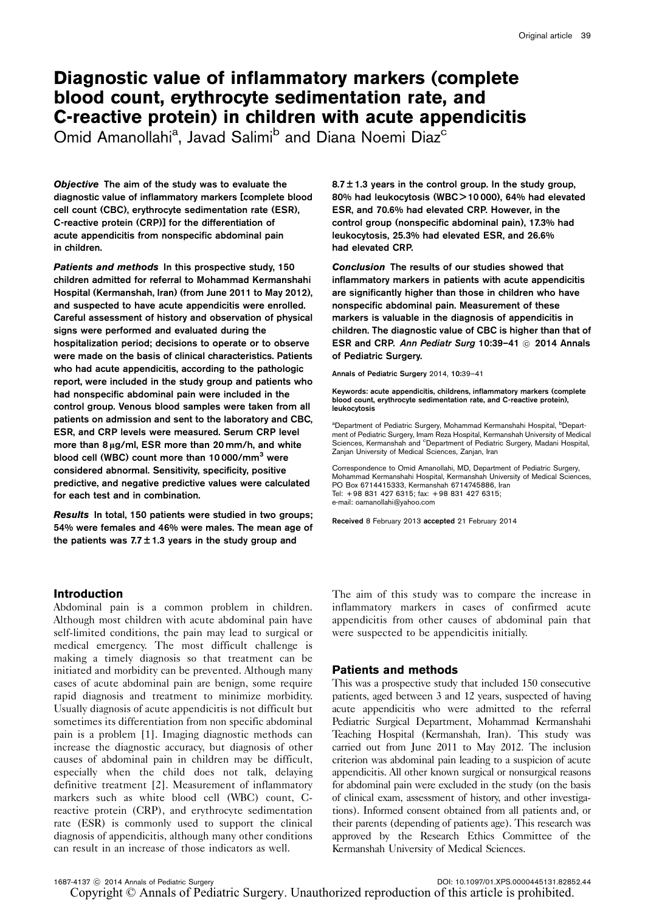# Diagnostic value of inflammatory markers (complete blood count, erythrocyte sedimentation rate, and C-reactive protein) in children with acute appendicitis

Omid Amanollahi[a], Javad Salimi[b] and Diana Noemi Diaz[c]

**_Objective_ The aim of the study was to evaluate the diagnostic value of inflammatory markers [complete blood cell count (CBC), erythrocyte sedimentation rate (ESR), C-reactive protein (CRP)] for the differentiation of acute appendicitis from nonspecific abdominal pain in children.**

**_Patients and methods_ In this prospective study, 150 children admitted for referral to Mohammad Kermanshahi Hospital (Kermanshah, Iran) (from June 2011 to May 2012), and suspected to have acute appendicitis were enrolled. Careful assessment of history and observation of physical signs were performed and evaluated during the hospitalization period; decisions to operate or to observe were made on the basis of clinical characteristics. Patients who had acute appendicitis, according to the pathologic report, were included in the study group and patients who had nonspecific abdominal pain were included in the control group. Venous blood samples were taken from all patients on admission and sent to the laboratory and CBC, ESR, and CRP levels were measured. Serum CRP level more than 8 μg/ml, ESR more than 20 mm/h, and white blood cell (WBC) count more than 10 000/mm$^3$ were considered abnormal. Sensitivity, specificity, positive predictive, and negative predictive values were calculated for each test and in combination.**

**_Results_ In total, 150 patients were studied in two groups; 54% were females and 46% were males. The mean age of the patients was 7.7 ± 1.3 years in the study group and 8.7 ± 1.3 years in the control group. In the study group, 80% had leukocytosis (WBC > 10 000), 64% had elevated ESR, and 70.6% had elevated CRP. However, in the control group (nonspecific abdominal pain), 17.3% had leukocytosis, 25.3% had elevated ESR, and 26.6% had elevated CRP.**

**_Conclusion_ The results of our studies showed that inflammatory markers in patients with acute appendicitis are significantly higher than those in children who have nonspecific abdominal pain. Measurement of these markers is valuable in the diagnosis of appendicitis in children. The diagnostic value of CBC is higher than that of ESR and CRP. _Ann Pediatr Surg_ 10:39–41 © 2014 Annals of Pediatric Surgery.**

Annals of Pediatric Surgery 2014, 10:39–41

Keywords: acute appendicitis, childrens, inflammatory markers (complete blood count, erythrocyte sedimentation rate, and C-reactive protein), leukocytosis

[a]Department of Pediatric Surgery, Mohammad Kermanshahi Hospital, [b]Department of Pediatric Surgery, Imam Reza Hospital, Kermanshah University of Medical Sciences, Kermanshah and [c]Department of Pediatric Surgery, Madani Hospital, Zanjan University of Medical Sciences, Zanjan, Iran

Correspondence to Omid Amanollahi, MD, Department of Pediatric Surgery, Mohammad Kermanshahi Hospital, Kermanshah University of Medical Sciences, PO Box 6714415333, Kermanshah 6714745886, Iran
Tel: +98 831 427 6315; fax: +98 831 427 6315;
e-mail: oamanollahi@yahoo.com

Received 8 February 2013 accepted 21 February 2014

## Introduction

Abdominal pain is a common problem in children. Although most children with acute abdominal pain have self-limited conditions, the pain may lead to surgical or medical emergency. The most difficult challenge is making a timely diagnosis so that treatment can be initiated and morbidity can be prevented. Although many cases of acute abdominal pain are benign, some require rapid diagnosis and treatment to minimize morbidity. Usually diagnosis of acute appendicitis is not difficult but sometimes its differentiation from non specific abdominal pain is a problem [1]. Imaging diagnostic methods can increase the diagnostic accuracy, but diagnosis of other causes of abdominal pain in children may be difficult, especially when the child does not talk, delaying definitive treatment [2]. Measurement of inflammatory markers such as white blood cell (WBC) count, C-reactive protein (CRP), and erythrocyte sedimentation rate (ESR) is commonly used to support the clinical diagnosis of appendicitis, although many other conditions can result in an increase of those indicators as well.

The aim of this study was to compare the increase in inflammatory markers in cases of confirmed acute appendicitis from other causes of abdominal pain that were suspected to be appendicitis initially.

## Patients and methods

This was a prospective study that included 150 consecutive patients, aged between 3 and 12 years, suspected of having acute appendicitis who were admitted to the referral Pediatric Surgical Department, Mohammad Kermanshahi Teaching Hospital (Kermanshah, Iran). This study was carried out from June 2011 to May 2012. The inclusion criterion was abdominal pain leading to a suspicion of acute appendicitis. All other known surgical or nonsurgical reasons for abdominal pain were excluded in the study (on the basis of clinical exam, assessment of history, and other investigations). Informed consent obtained from all patients and, or their parents (depending of patients age). This research was approved by the Research Ethics Committee of the Kermanshah University of Medical Sciences.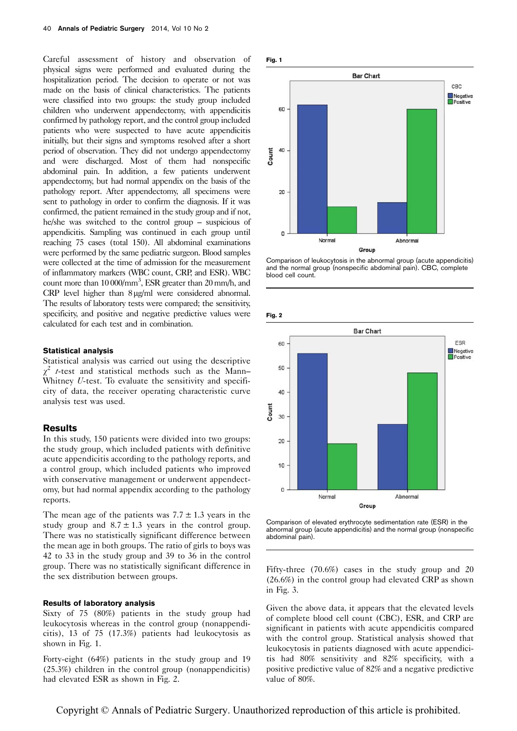Careful assessment of history and observation of physical signs were performed and evaluated during the hospitalization period. The decision to operate or not was made on the basis of clinical characteristics. The patients were classified into two groups: the study group included children who underwent appendectomy, with appendicitis confirmed by pathology report, and the control group included patients who were suspected to have acute appendicitis initially, but their signs and symptoms resolved after a short period of observation. They did not undergo appendectomy and were discharged. Most of them had nonspecific abdominal pain. In addition, a few patients underwent appendectomy, but had normal appendix on the basis of the pathology report. After appendectomy, all specimens were sent to pathology in order to confirm the diagnosis. If it was confirmed, the patient remained in the study group and if not, he/she was switched to the control group – suspicious of appendicitis. Sampling was continued in each group until reaching 75 cases (total 150). All abdominal examinations were performed by the same pediatric surgeon. Blood samples were collected at the time of admission for the measurement of inflammatory markers (WBC count, CRP, and ESR). WBC count more than 10 000/mm$^3$, ESR greater than 20 mm/h, and CRP level higher than 8 μg/ml were considered abnormal. The results of laboratory tests were compared; the sensitivity, specificity, and positive and negative predictive values were calculated for each test and in combination.

### Statistical analysis

Statistical analysis was carried out using the descriptive $\chi^2$ *t*-test and statistical methods such as the Mann–Whitney *U*-test. To evaluate the sensitivity and specificity of data, the receiver operating characteristic curve analysis test was used.

## Results

In this study, 150 patients were divided into two groups: the study group, which included patients with definitive acute appendicitis according to the pathology reports, and a control group, which included patients who improved with conservative management or underwent appendectomy, but had normal appendix according to the pathology reports.

The mean age of the patients was 7.7 ± 1.3 years in the study group and 8.7 ± 1.3 years in the control group. There was no statistically significant difference between the mean age in both groups. The ratio of girls to boys was 42 to 33 in the study group and 39 to 36 in the control group. There was no statistically significant difference in the sex distribution between groups.

### Results of laboratory analysis

Sixty of 75 (80%) patients in the study group had leukocytosis whereas in the control group (nonappendicitis), 13 of 75 (17.3%) patients had leukocytosis as shown in Fig. 1.

Forty-eight (64%) patients in the study group and 19 (25.3%) children in the control group (nonappendicitis) had elevated ESR as shown in Fig. 2.

**Fig. 1**

Comparison of leukocytosis in the abnormal group (acute appendicitis) and the normal group (nonspecific abdominal pain). CBC, complete blood cell count.

**Fig. 2**

Comparison of elevated erythrocyte sedimentation rate (ESR) in the abnormal group (acute appendicitis) and the normal group (nonspecific abdominal pain).

Fifty-three (70.6%) cases in the study group and 20 (26.6%) in the control group had elevated CRP as shown in Fig. 3.

Given the above data, it appears that the elevated levels of complete blood cell count (CBC), ESR, and CRP are significant in patients with acute appendicitis compared with the control group. Statistical analysis showed that leukocytosis in patients diagnosed with acute appendicitis had 80% sensitivity and 82% specificity, with a positive predictive value of 82% and a negative predictive value of 80%.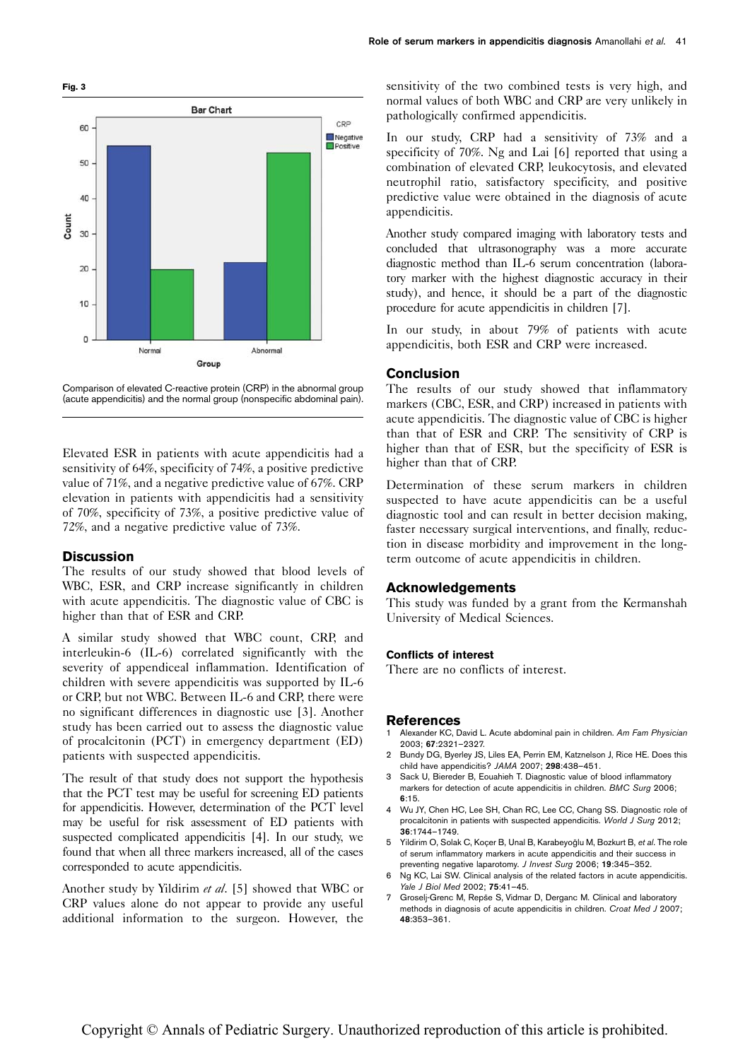**Fig. 3**

Bar Chart

CRP
Negative
Positive

Count

60
50
40
30
20
10
0

Normal
Abnormal

Group

Comparison of elevated C-reactive protein (CRP) in the abnormal group (acute appendicitis) and the normal group (nonspecific abdominal pain).

Elevated ESR in patients with acute appendicitis had a sensitivity of 64%, specificity of 74%, a positive predictive value of 71%, and a negative predictive value of 67%. CRP elevation in patients with appendicitis had a sensitivity of 70%, specificity of 73%, a positive predictive value of 72%, and a negative predictive value of 73%.

## Discussion

The results of our study showed that blood levels of WBC, ESR, and CRP increase significantly in children with acute appendicitis. The diagnostic value of CBC is higher than that of ESR and CRP.

A similar study showed that WBC count, CRP, and interleukin-6 (IL-6) correlated significantly with the severity of appendiceal inflammation. Identification of children with severe appendicitis was supported by IL-6 or CRP, but not WBC. Between IL-6 and CRP, there were no significant differences in diagnostic use [3]. Another study has been carried out to assess the diagnostic value of procalcitonin (PCT) in emergency department (ED) patients with suspected appendicitis.

The result of that study does not support the hypothesis that the PCT test may be useful for screening ED patients for appendicitis. However, determination of the PCT level may be useful for risk assessment of ED patients with suspected complicated appendicitis [4]. In our study, we found that when all three markers increased, all of the cases corresponded to acute appendicitis.

Another study by Yildirim *et al*. [5] showed that WBC or CRP values alone do not appear to provide any useful additional information to the surgeon. However, the sensitivity of the two combined tests is very high, and normal values of both WBC and CRP are very unlikely in pathologically confirmed appendicitis.

In our study, CRP had a sensitivity of 73% and a specificity of 70%. Ng and Lai [6] reported that using a combination of elevated CRP, leukocytosis, and elevated neutrophil ratio, satisfactory specificity, and positive predictive value were obtained in the diagnosis of acute appendicitis.

Another study compared imaging with laboratory tests and concluded that ultrasonography was a more accurate diagnostic method than IL-6 serum concentration (laboratory marker with the highest diagnostic accuracy in their study), and hence, it should be a part of the diagnostic procedure for acute appendicitis in children [7].

In our study, in about 79% of patients with acute appendicitis, both ESR and CRP were increased.

## Conclusion

The results of our study showed that inflammatory markers (CBC, ESR, and CRP) increased in patients with acute appendicitis. The diagnostic value of CBC is higher than that of ESR and CRP. The sensitivity of CRP is higher than that of ESR, but the specificity of ESR is higher than that of CRP.

Determination of these serum markers in children suspected to have acute appendicitis can be a useful diagnostic tool and can result in better decision making, faster necessary surgical interventions, and finally, reduction in disease morbidity and improvement in the long-term outcome of acute appendicitis in children.

## Acknowledgements

This study was funded by a grant from the Kermanshah University of Medical Sciences.

### Conflicts of interest

There are no conflicts of interest.

## References

1. Alexander KC, David L. Acute abdominal pain in children. *Am Fam Physician* 2003; **67**:2321–2327.
2. Bundy DG, Byerley JS, Liles EA, Perrin EM, Katznelson J, Rice HE. Does this child have appendicitis? *JAMA* 2007; **298**:438–451.
3. Sack U, Biereder B, Eouahieh T. Diagnostic value of blood inflammatory markers for detection of acute appendicitis in children. *BMC Surg* 2006; **6**:15.
4. Wu JY, Chen HC, Lee SH, Chan RC, Lee CC, Chang SS. Diagnostic role of procalcitonin in patients with suspected appendicitis. *World J Surg* 2012; **36**:1744–1749.
5. Yildirim O, Solak C, Koçer B, Unal B, Karabeyoğlu M, Bozkurt B, *et al*. The role of serum inflammatory markers in acute appendicitis and their success in preventing negative laparotomy. *J Invest Surg* 2006; **19**:345–352.
6. Ng KC, Lai SW. Clinical analysis of the related factors in acute appendicitis. *Yale J Biol Med* 2002; **75**:41–45.
7. Groselj-Grenc M, Repše S, Vidmar D, Derganc M. Clinical and laboratory methods in diagnosis of acute appendicitis in children. *Croat Med J* 2007; **48**:353–361.

Copyright © Annals of Pediatric Surgery. Unauthorized reproduction of this article is prohibited.